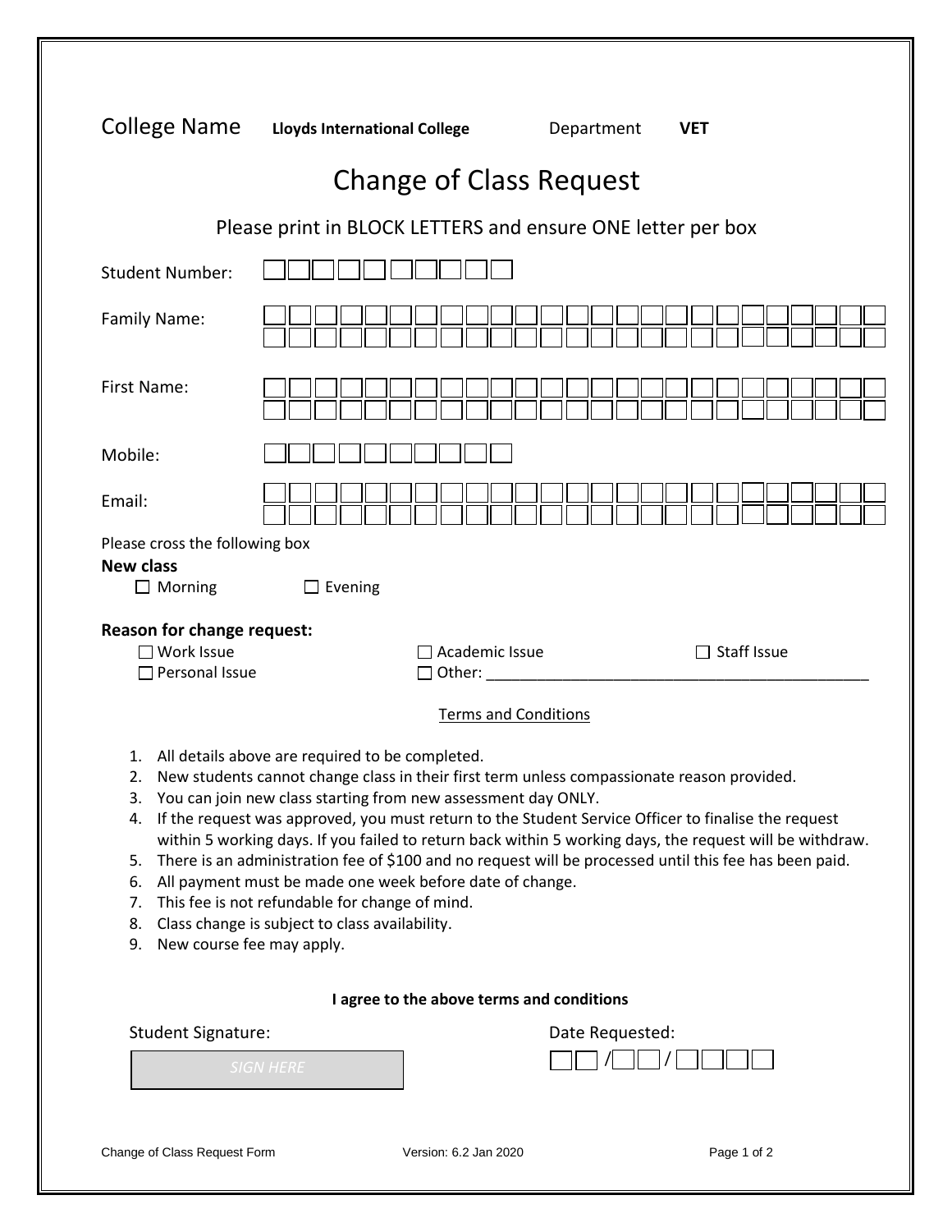College Name **Lloyds International College** Department **VET**

# Change of Class Request

Please print in BLOCK LETTERS and ensure ONE letter per box

Student Number: ☐☐☐☐☐☐☐☐☐☐

Family Name: ☐☐☐☐☐☐☐☐☐☐☐☐☐☐☐☐☐☐☐☐☐☐☐☐☐

First Name: ☐☐☐☐☐☐☐☐☐☐☐☐☐☐☐☐☐☐☐☐☐☐☐☐☐

Mobile: ☐☐☐☐☐☐☐☐☐☐

Email: ☐☐☐☐☐☐☐☐☐☐☐☐☐☐☐☐☐☐☐☐☐☐☐☐☐

Please cross the following box

**New class**

☐ Morning ☐ Evening

**Reason for change request:**

☐ Work Issue ☐ Academic Issue ☐ Staff Issue

☐ Personal Issue ☐ Other: ____________________________________________

Terms and Conditions

1. All details above are required to be completed.
2. New students cannot change class in their first term unless compassionate reason provided.
3. You can join new class starting from new assessment day ONLY.
4. If the request was approved, you must return to the Student Service Officer to finalise the request within 5 working days. If you failed to return back within 5 working days, the request will be withdraw.
5. There is an administration fee of $100 and no request will be processed until this fee has been paid.
6. All payment must be made one week before date of change.
7. This fee is not refundable for change of mind.
8. Class change is subject to class availability.
9. New course fee may apply.

**I agree to the above terms and conditions**

Student Signature: *SIGN HERE*

Date Requested: ☐☐ / ☐☐ / ☐☐☐☐

Change of Class Request Form Version: 6.2 Jan 2020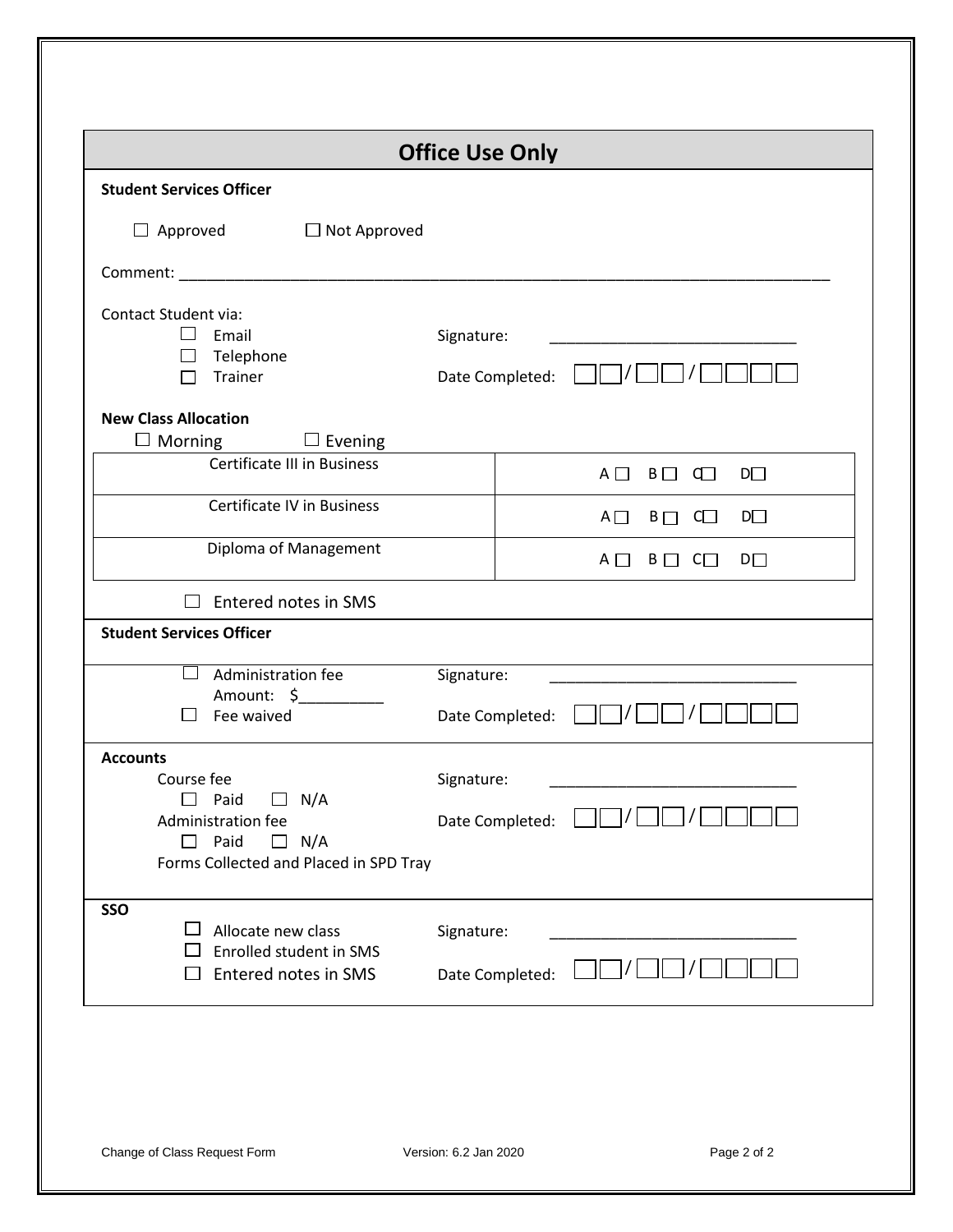## Office Use Only

**Student Services Officer**

☐ Approved ☐ Not Approved

Comment: ___________________________________________________________________________

Contact Student via:

☐ Email
☐ Telephone
☐ Trainer

Signature: ____________________________

Date Completed: ☐☐/☐☐/☐☐☐☐

**New Class Allocation**

☐ Morning ☐ Evening

| | |
|---|---|
| Certificate III in Business | A ☐ B ☐ C☐ D☐ |
| Certificate IV in Business | A ☐ B ☐ C☐ D☐ |
| Diploma of Management | A ☐ B ☐ C☐ D☐ |

☐ Entered notes in SMS

**Student Services Officer**

☐ Administration fee
Amount: $__________
☐ Fee waived

Signature: ____________________________

Date Completed: ☐☐/☐☐/☐☐☐☐

**Accounts**

Course fee
☐ Paid ☐ N/A
Administration fee
☐ Paid ☐ N/A
Forms Collected and Placed in SPD Tray

Signature: ____________________________

Date Completed: ☐☐/☐☐/☐☐☐☐

**SSO**

☐ Allocate new class
☐ Enrolled student in SMS
☐ Entered notes in SMS

Signature: ____________________________

Date Completed: ☐☐/☐☐/☐☐☐☐

Change of Class Request Form Version: 6.2 Jan 2020